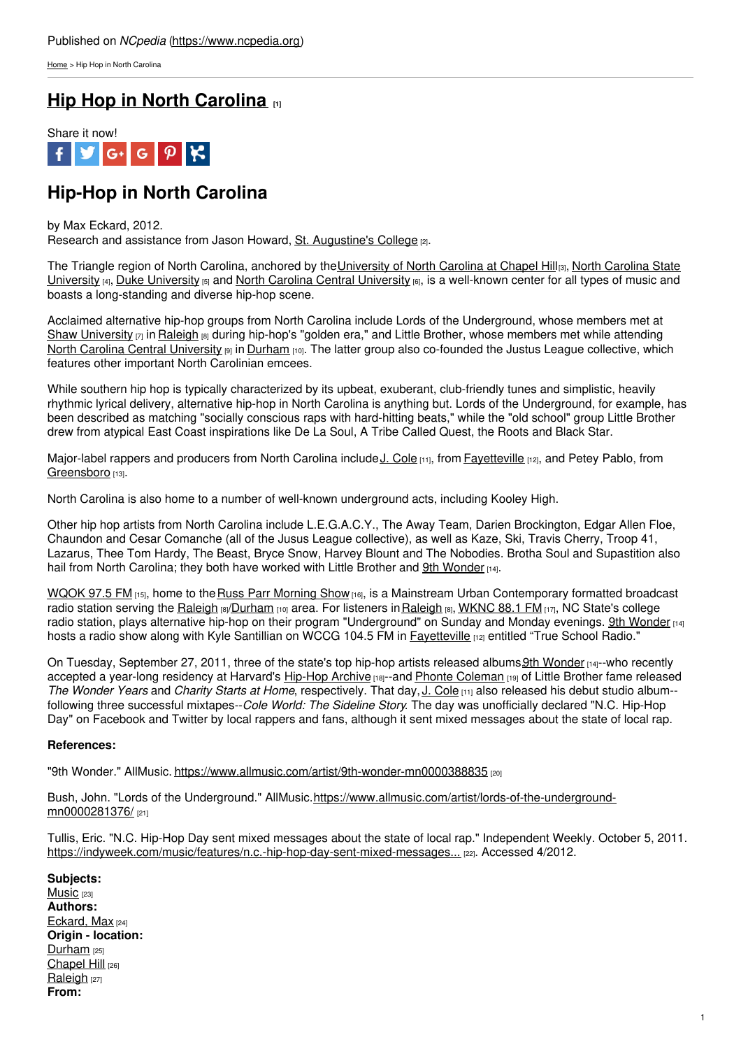Published on *NCpedia* (https://www.ncpedia.org)

Home > Hip Hop in North Carolina

# Hip Hop in North Carolina [1]

Share it now!

## Hip-Hop in North Carolina

by Max Eckard, 2012.
Research and assistance from Jason Howard, St. Augustine's College [2].

The Triangle region of North Carolina, anchored by the University of North Carolina at Chapel Hill [3], North Carolina State University [4], Duke University [5] and North Carolina Central University [6], is a well-known center for all types of music and boasts a long-standing and diverse hip-hop scene.

Acclaimed alternative hip-hop groups from North Carolina include Lords of the Underground, whose members met at Shaw University [7] in Raleigh [8] during hip-hop's "golden era," and Little Brother, whose members met while attending North Carolina Central University [9] in Durham [10]. The latter group also co-founded the Justus League collective, which features other important North Carolinian emcees.

While southern hip hop is typically characterized by its upbeat, exuberant, club-friendly tunes and simplistic, heavily rhythmic lyrical delivery, alternative hip-hop in North Carolina is anything but. Lords of the Underground, for example, has been described as matching "socially conscious raps with hard-hitting beats," while the "old school" group Little Brother drew from atypical East Coast inspirations like De La Soul, A Tribe Called Quest, the Roots and Black Star.

Major-label rappers and producers from North Carolina include J. Cole [11], from Fayetteville [12], and Petey Pablo, from Greensboro [13].

North Carolina is also home to a number of well-known underground acts, including Kooley High.

Other hip hop artists from North Carolina include L.E.G.A.C.Y., The Away Team, Darien Brockington, Edgar Allen Floe, Chaundon and Cesar Comanche (all of the Jusus League collective), as well as Kaze, Ski, Travis Cherry, Troop 41, Lazarus, Thee Tom Hardy, The Beast, Bryce Snow, Harvey Blount and The Nobodies. Brotha Soul and Supastition also hail from North Carolina; they both have worked with Little Brother and 9th Wonder [14].

WQOK 97.5 FM [15], home to the Russ Parr Morning Show [16], is a Mainstream Urban Contemporary formatted broadcast radio station serving the Raleigh [8]/Durham [10] area. For listeners in Raleigh [8], WKNC 88.1 FM [17], NC State's college radio station, plays alternative hip-hop on their program "Underground" on Sunday and Monday evenings. 9th Wonder [14] hosts a radio show along with Kyle Santillian on WCCG 104.5 FM in Fayetteville [12] entitled "True School Radio."

On Tuesday, September 27, 2011, three of the state's top hip-hop artists released albums 9th Wonder [14]--who recently accepted a year-long residency at Harvard's Hip-Hop Archive [18]--and Phonte Coleman [19] of Little Brother fame released *The Wonder Years* and *Charity Starts at Home*, respectively. That day, J. Cole [11] also released his debut studio album--following three successful mixtapes--*Cole World: The Sideline Story*. The day was unofficially declared "N.C. Hip-Hop Day" on Facebook and Twitter by local rappers and fans, although it sent mixed messages about the state of local rap.

**References:**

"9th Wonder." AllMusic. https://www.allmusic.com/artist/9th-wonder-mn0000388835 [20]

Bush, John. "Lords of the Underground." AllMusic. https://www.allmusic.com/artist/lords-of-the-underground-mn0000281376/ [21]

Tullis, Eric. "N.C. Hip-Hop Day sent mixed messages about the state of local rap." Independent Weekly. October 5, 2011. https://indyweek.com/music/features/n.c.-hip-hop-day-sent-mixed-messages... [22]. Accessed 4/2012.

**Subjects:**
Music [23]
**Authors:**
Eckard, Max [24]
**Origin - location:**
Durham [25]
Chapel Hill [26]
Raleigh [27]
**From:**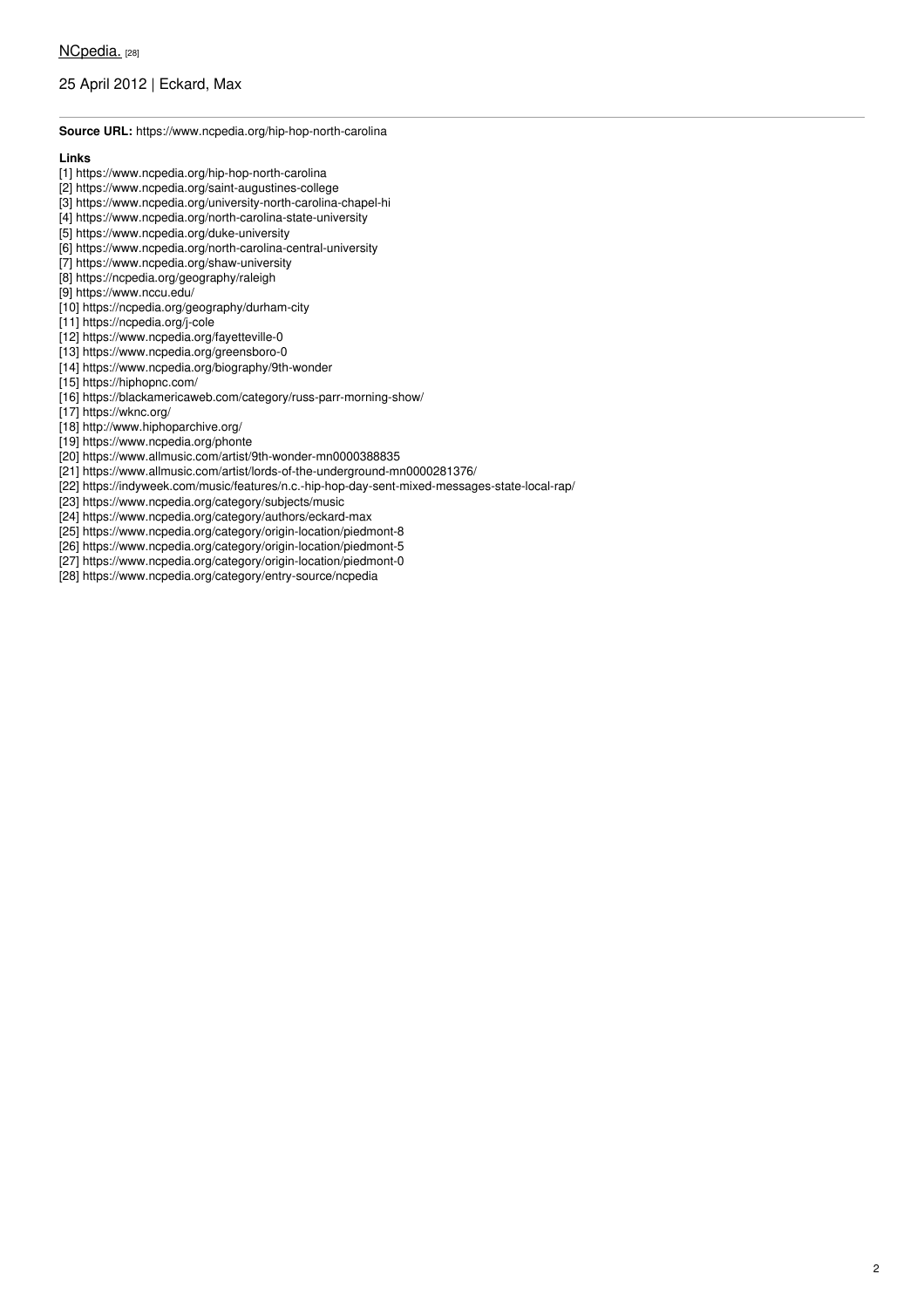NCpedia. [28]

25 April 2012 | Eckard, Max

**Source URL:** https://www.ncpedia.org/hip-hop-north-carolina

**Links**

[1] https://www.ncpedia.org/hip-hop-north-carolina
[2] https://www.ncpedia.org/saint-augustines-college
[3] https://www.ncpedia.org/university-north-carolina-chapel-hi
[4] https://www.ncpedia.org/north-carolina-state-university
[5] https://www.ncpedia.org/duke-university
[6] https://www.ncpedia.org/north-carolina-central-university
[7] https://www.ncpedia.org/shaw-university
[8] https://ncpedia.org/geography/raleigh
[9] https://www.nccu.edu/
[10] https://ncpedia.org/geography/durham-city
[11] https://ncpedia.org/j-cole
[12] https://www.ncpedia.org/fayetteville-0
[13] https://www.ncpedia.org/greensboro-0
[14] https://www.ncpedia.org/biography/9th-wonder
[15] https://hiphopnc.com/
[16] https://blackamericaweb.com/category/russ-parr-morning-show/
[17] https://wknc.org/
[18] http://www.hiphoparchive.org/
[19] https://www.ncpedia.org/phonte
[20] https://www.allmusic.com/artist/9th-wonder-mn0000388835
[21] https://www.allmusic.com/artist/lords-of-the-underground-mn0000281376/
[22] https://indyweek.com/music/features/n.c.-hip-hop-day-sent-mixed-messages-state-local-rap/
[23] https://www.ncpedia.org/category/subjects/music
[24] https://www.ncpedia.org/category/authors/eckard-max
[25] https://www.ncpedia.org/category/origin-location/piedmont-8
[26] https://www.ncpedia.org/category/origin-location/piedmont-5
[27] https://www.ncpedia.org/category/origin-location/piedmont-0
[28] https://www.ncpedia.org/category/entry-source/ncpedia